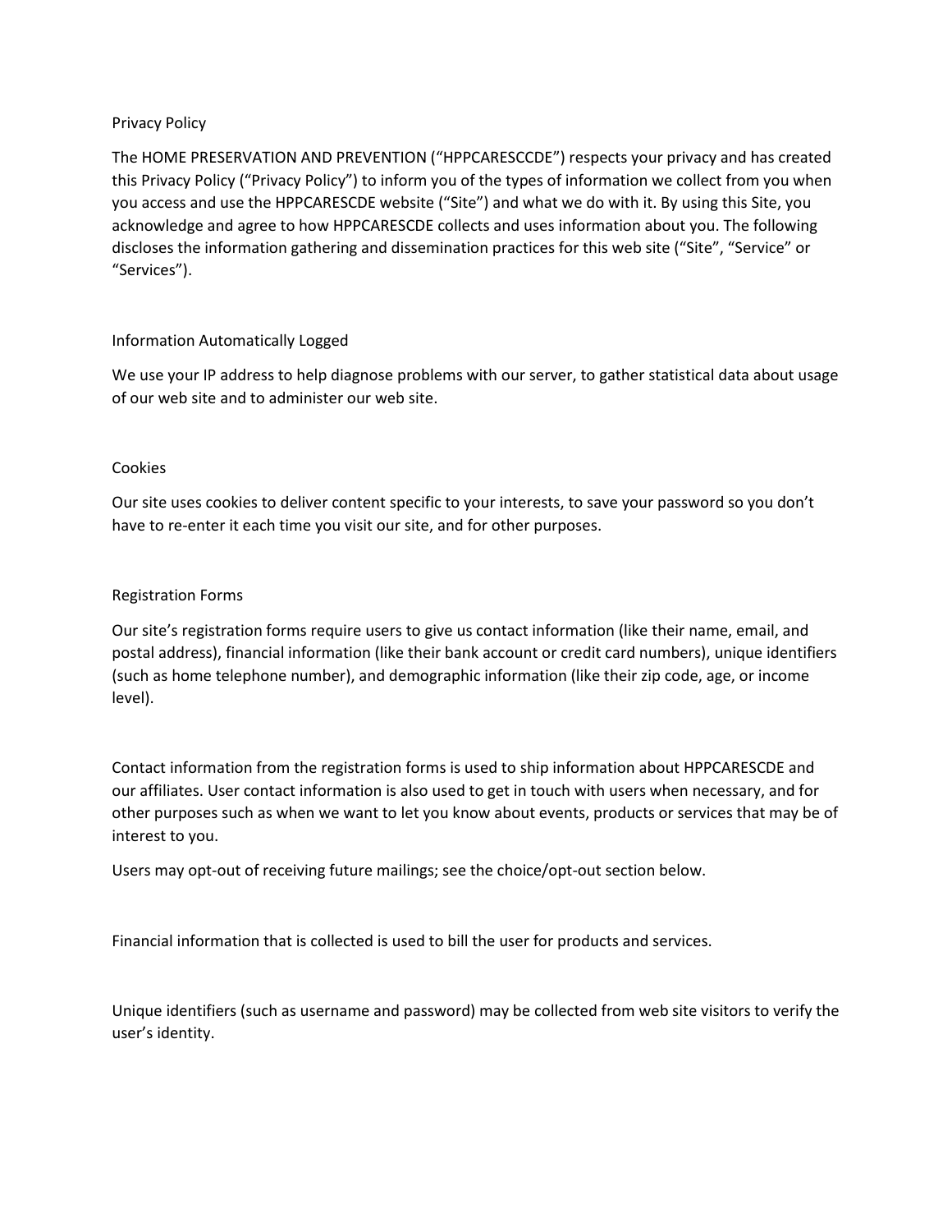# Privacy Policy

The HOME PRESERVATION AND PREVENTION (“HPPCARESCCDE”) respects your privacy and has created this Privacy Policy (“Privacy Policy”) to inform you of the types of information we collect from you when you access and use the HPPCARESCDE website (“Site”) and what we do with it. By using this Site, you acknowledge and agree to how HPPCARESCDE collects and uses information about you. The following discloses the information gathering and dissemination practices for this web site (“Site”, “Service” or “Services”).

## Information Automatically Logged

We use your IP address to help diagnose problems with our server, to gather statistical data about usage of our web site and to administer our web site.

## Cookies

Our site uses cookies to deliver content specific to your interests, to save your password so you don’t have to re-enter it each time you visit our site, and for other purposes.

## Registration Forms

Our site’s registration forms require users to give us contact information (like their name, email, and postal address), financial information (like their bank account or credit card numbers), unique identifiers (such as home telephone number), and demographic information (like their zip code, age, or income level).

Contact information from the registration forms is used to ship information about HPPCARESCDE and our affiliates. User contact information is also used to get in touch with users when necessary, and for other purposes such as when we want to let you know about events, products or services that may be of interest to you.

Users may opt-out of receiving future mailings; see the choice/opt-out section below.

Financial information that is collected is used to bill the user for products and services.

Unique identifiers (such as username and password) may be collected from web site visitors to verify the user’s identity.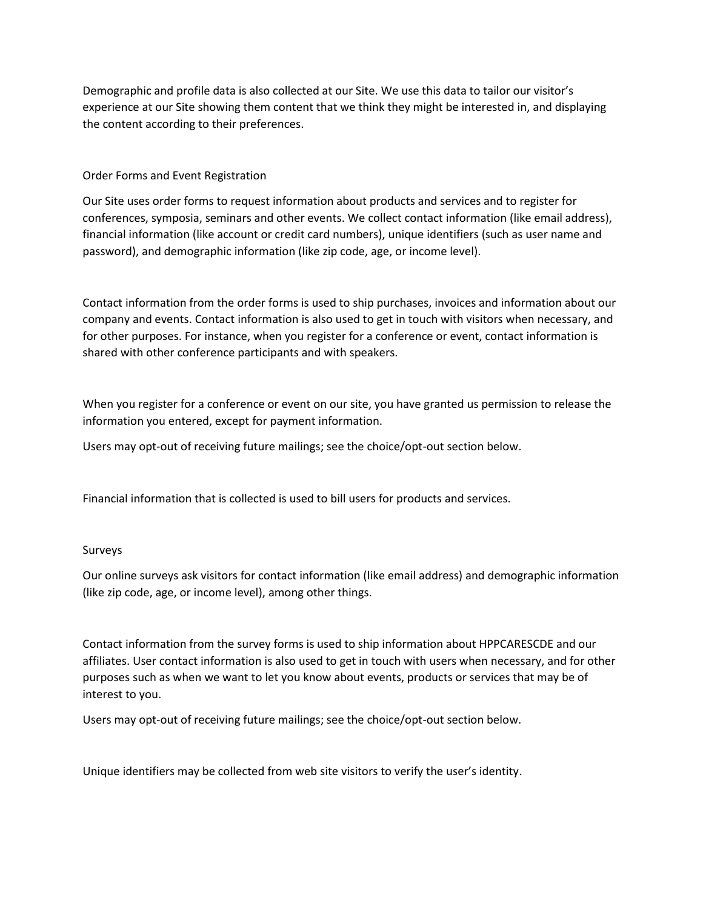Demographic and profile data is also collected at our Site. We use this data to tailor our visitor's experience at our Site showing them content that we think they might be interested in, and displaying the content according to their preferences.

## Order Forms and Event Registration

Our Site uses order forms to request information about products and services and to register for conferences, symposia, seminars and other events. We collect contact information (like email address), financial information (like account or credit card numbers), unique identifiers (such as user name and password), and demographic information (like zip code, age, or income level).

Contact information from the order forms is used to ship purchases, invoices and information about our company and events. Contact information is also used to get in touch with visitors when necessary, and for other purposes. For instance, when you register for a conference or event, contact information is shared with other conference participants and with speakers.

When you register for a conference or event on our site, you have granted us permission to release the information you entered, except for payment information.

Users may opt-out of receiving future mailings; see the choice/opt-out section below.

Financial information that is collected is used to bill users for products and services.

## Surveys

Our online surveys ask visitors for contact information (like email address) and demographic information (like zip code, age, or income level), among other things.

Contact information from the survey forms is used to ship information about HPPCARESCDE and our affiliates. User contact information is also used to get in touch with users when necessary, and for other purposes such as when we want to let you know about events, products or services that may be of interest to you.

Users may opt-out of receiving future mailings; see the choice/opt-out section below.

Unique identifiers may be collected from web site visitors to verify the user's identity.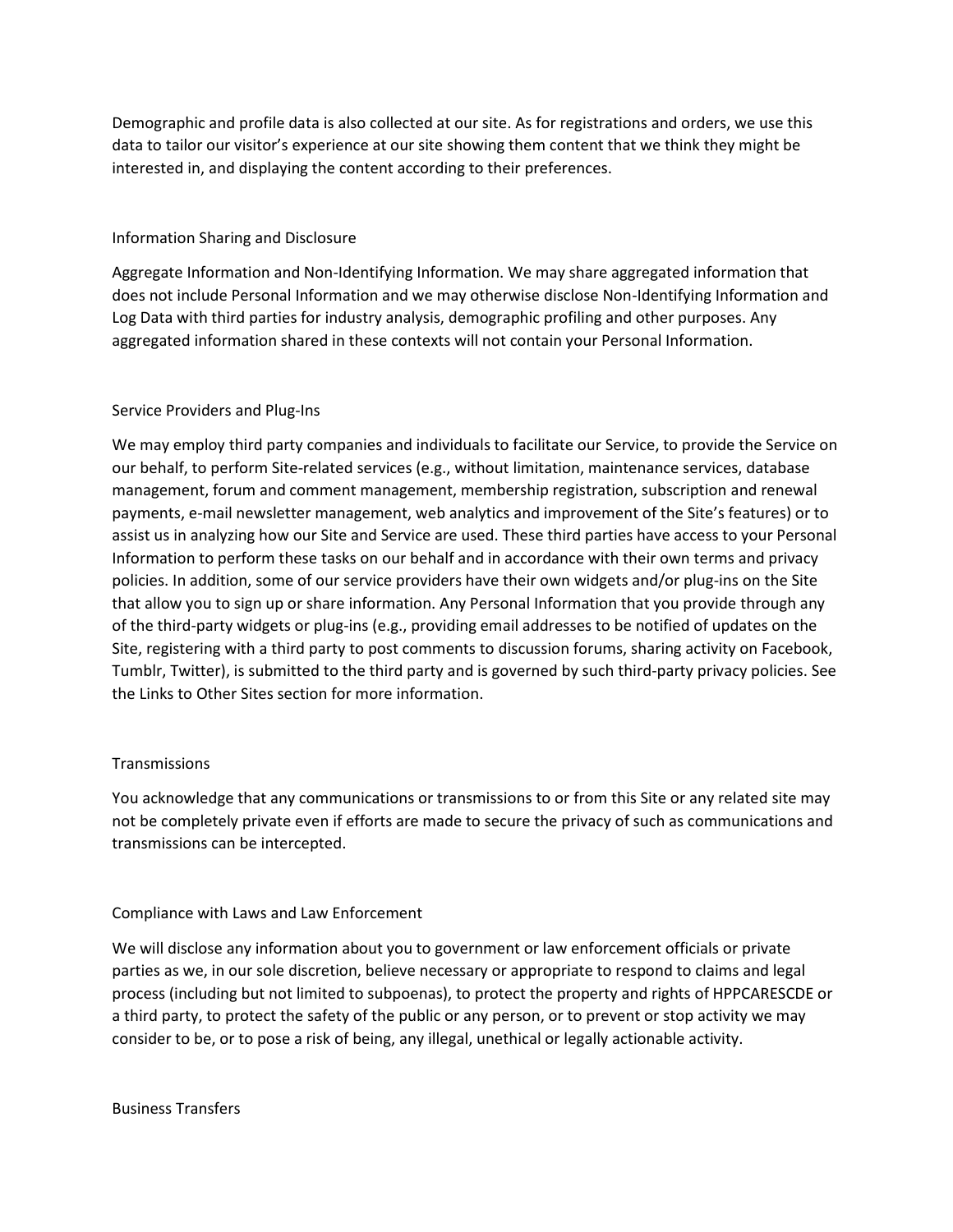Demographic and profile data is also collected at our site. As for registrations and orders, we use this data to tailor our visitor's experience at our site showing them content that we think they might be interested in, and displaying the content according to their preferences.

## Information Sharing and Disclosure

Aggregate Information and Non-Identifying Information. We may share aggregated information that does not include Personal Information and we may otherwise disclose Non-Identifying Information and Log Data with third parties for industry analysis, demographic profiling and other purposes. Any aggregated information shared in these contexts will not contain your Personal Information.

## Service Providers and Plug-Ins

We may employ third party companies and individuals to facilitate our Service, to provide the Service on our behalf, to perform Site-related services (e.g., without limitation, maintenance services, database management, forum and comment management, membership registration, subscription and renewal payments, e-mail newsletter management, web analytics and improvement of the Site's features) or to assist us in analyzing how our Site and Service are used. These third parties have access to your Personal Information to perform these tasks on our behalf and in accordance with their own terms and privacy policies. In addition, some of our service providers have their own widgets and/or plug-ins on the Site that allow you to sign up or share information. Any Personal Information that you provide through any of the third-party widgets or plug-ins (e.g., providing email addresses to be notified of updates on the Site, registering with a third party to post comments to discussion forums, sharing activity on Facebook, Tumblr, Twitter), is submitted to the third party and is governed by such third-party privacy policies. See the Links to Other Sites section for more information.

## Transmissions

You acknowledge that any communications or transmissions to or from this Site or any related site may not be completely private even if efforts are made to secure the privacy of such as communications and transmissions can be intercepted.

## Compliance with Laws and Law Enforcement

We will disclose any information about you to government or law enforcement officials or private parties as we, in our sole discretion, believe necessary or appropriate to respond to claims and legal process (including but not limited to subpoenas), to protect the property and rights of HPPCARESCDE or a third party, to protect the safety of the public or any person, or to prevent or stop activity we may consider to be, or to pose a risk of being, any illegal, unethical or legally actionable activity.

## Business Transfers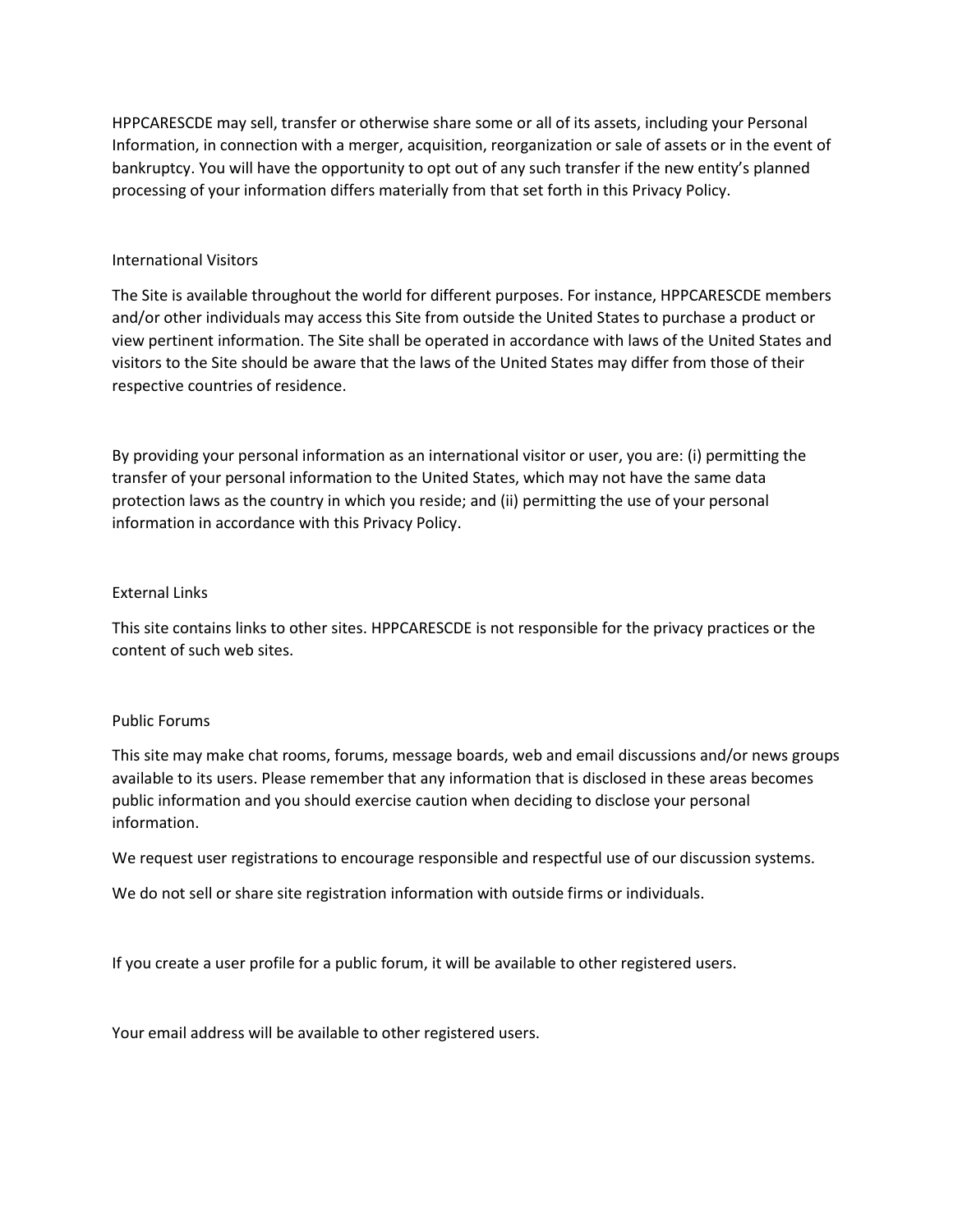HPPCARESCDE may sell, transfer or otherwise share some or all of its assets, including your Personal Information, in connection with a merger, acquisition, reorganization or sale of assets or in the event of bankruptcy. You will have the opportunity to opt out of any such transfer if the new entity's planned processing of your information differs materially from that set forth in this Privacy Policy.

## International Visitors

The Site is available throughout the world for different purposes. For instance, HPPCARESCDE members and/or other individuals may access this Site from outside the United States to purchase a product or view pertinent information. The Site shall be operated in accordance with laws of the United States and visitors to the Site should be aware that the laws of the United States may differ from those of their respective countries of residence.

By providing your personal information as an international visitor or user, you are: (i) permitting the transfer of your personal information to the United States, which may not have the same data protection laws as the country in which you reside; and (ii) permitting the use of your personal information in accordance with this Privacy Policy.

## External Links

This site contains links to other sites. HPPCARESCDE is not responsible for the privacy practices or the content of such web sites.

## Public Forums

This site may make chat rooms, forums, message boards, web and email discussions and/or news groups available to its users. Please remember that any information that is disclosed in these areas becomes public information and you should exercise caution when deciding to disclose your personal information.

We request user registrations to encourage responsible and respectful use of our discussion systems.

We do not sell or share site registration information with outside firms or individuals.

If you create a user profile for a public forum, it will be available to other registered users.

Your email address will be available to other registered users.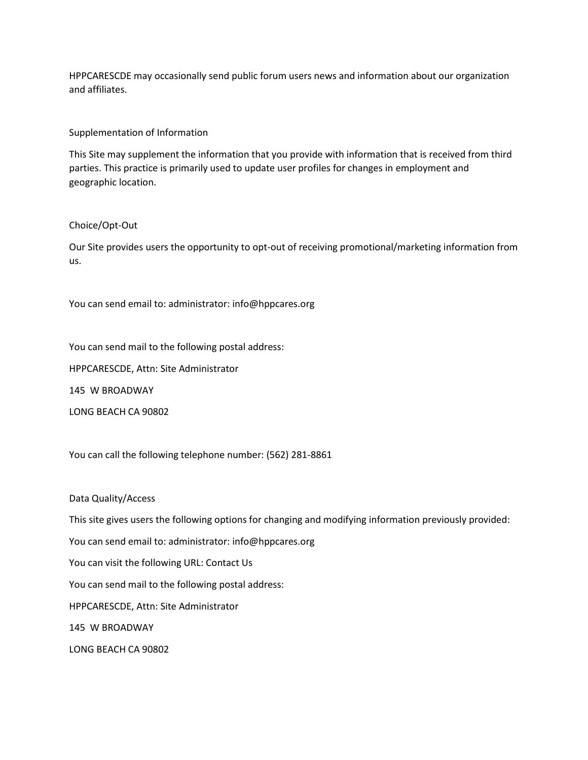HPPCARESCDE may occasionally send public forum users news and information about our organization and affiliates.

## Supplementation of Information

This Site may supplement the information that you provide with information that is received from third parties. This practice is primarily used to update user profiles for changes in employment and geographic location.

## Choice/Opt-Out

Our Site provides users the opportunity to opt-out of receiving promotional/marketing information from us.

You can send email to: administrator: info@hppcares.org

You can send mail to the following postal address:

HPPCARESCDE, Attn: Site Administrator

145 W BROADWAY

LONG BEACH CA 90802

You can call the following telephone number: (562) 281-8861

## Data Quality/Access

This site gives users the following options for changing and modifying information previously provided:

You can send email to: administrator: info@hppcares.org

You can visit the following URL: Contact Us

You can send mail to the following postal address:

HPPCARESCDE, Attn: Site Administrator

145 W BROADWAY

LONG BEACH CA 90802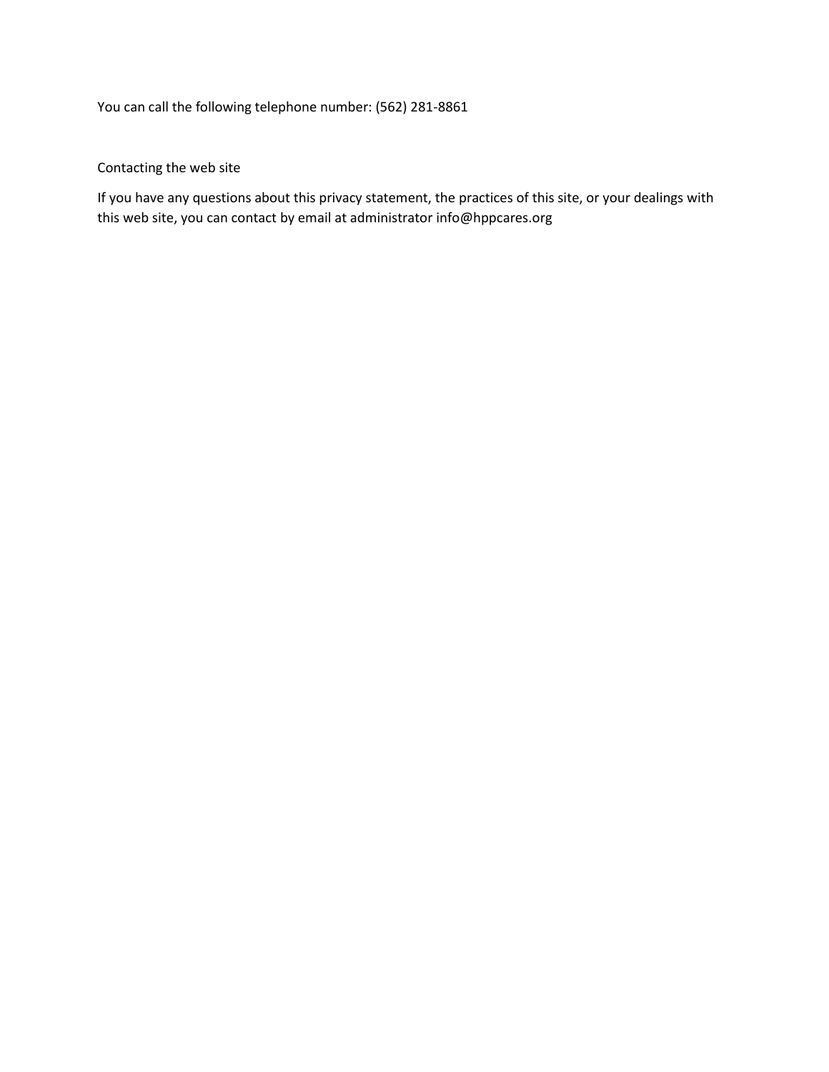You can call the following telephone number: (562) 281-8861

Contacting the web site

If you have any questions about this privacy statement, the practices of this site, or your dealings with this web site, you can contact by email at administrator info@hppcares.org